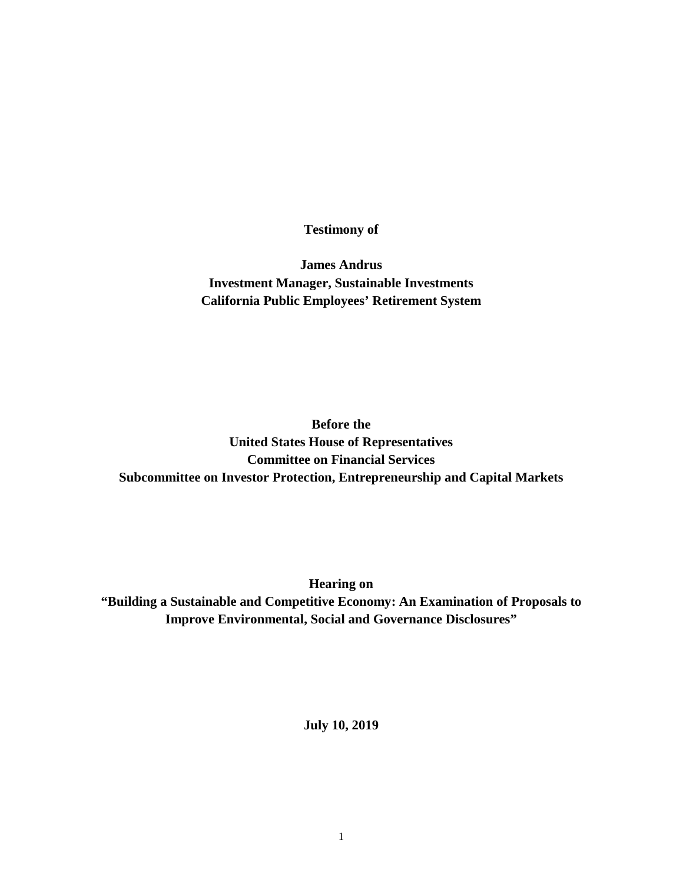**Testimony of**

**James Andrus**
**Investment Manager, Sustainable Investments**
**California Public Employees' Retirement System**

**Before the**
**United States House of Representatives**
**Committee on Financial Services**
**Subcommittee on Investor Protection, Entrepreneurship and Capital Markets**

**Hearing on**
**"Building a Sustainable and Competitive Economy: An Examination of Proposals to Improve Environmental, Social and Governance Disclosures"**

**July 10, 2019**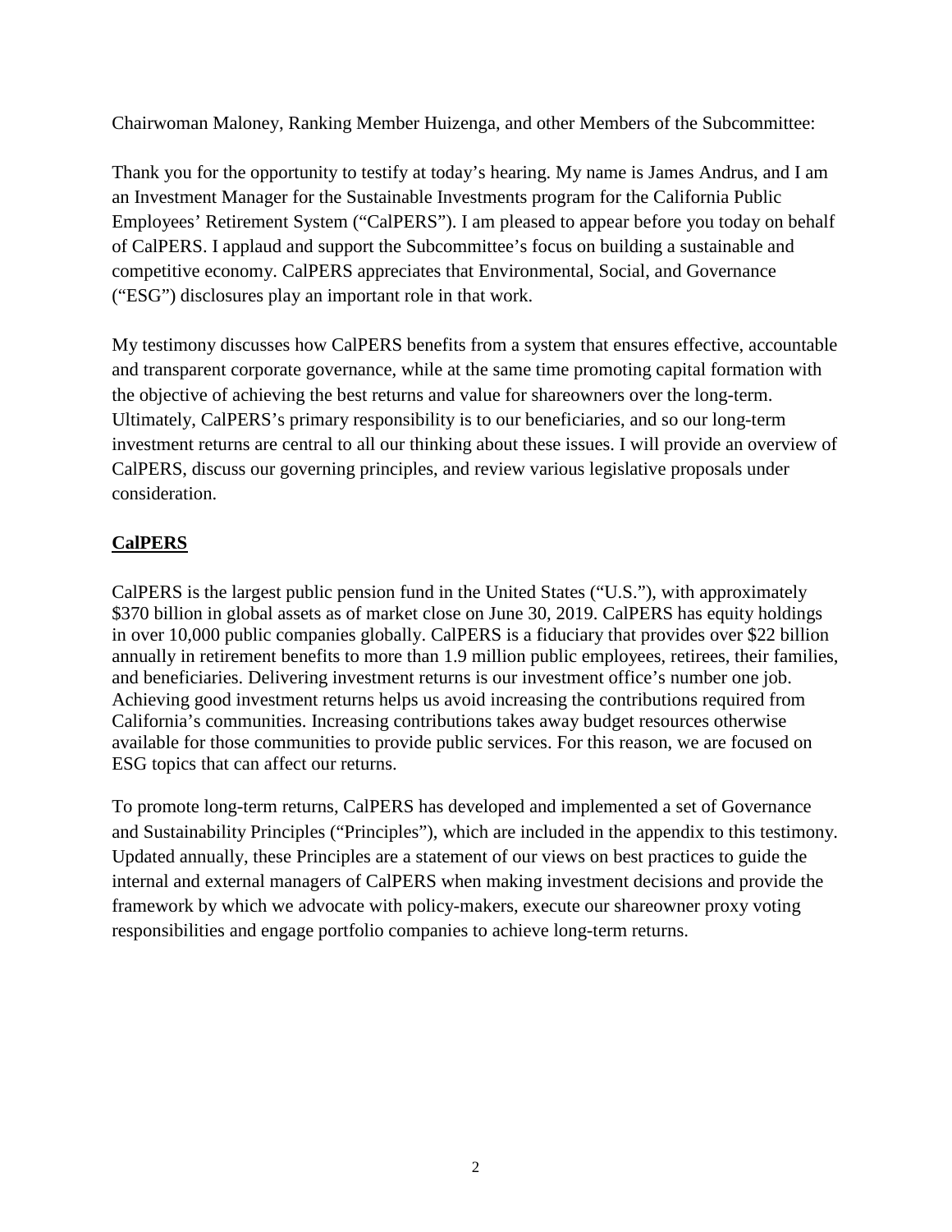Chairwoman Maloney, Ranking Member Huizenga, and other Members of the Subcommittee:

Thank you for the opportunity to testify at today's hearing. My name is James Andrus, and I am an Investment Manager for the Sustainable Investments program for the California Public Employees' Retirement System ("CalPERS"). I am pleased to appear before you today on behalf of CalPERS. I applaud and support the Subcommittee's focus on building a sustainable and competitive economy. CalPERS appreciates that Environmental, Social, and Governance ("ESG") disclosures play an important role in that work.

My testimony discusses how CalPERS benefits from a system that ensures effective, accountable and transparent corporate governance, while at the same time promoting capital formation with the objective of achieving the best returns and value for shareowners over the long-term. Ultimately, CalPERS's primary responsibility is to our beneficiaries, and so our long-term investment returns are central to all our thinking about these issues. I will provide an overview of CalPERS, discuss our governing principles, and review various legislative proposals under consideration.

## CalPERS

CalPERS is the largest public pension fund in the United States ("U.S."), with approximately $370 billion in global assets as of market close on June 30, 2019. CalPERS has equity holdings in over 10,000 public companies globally. CalPERS is a fiduciary that provides over $22 billion annually in retirement benefits to more than 1.9 million public employees, retirees, their families, and beneficiaries. Delivering investment returns is our investment office's number one job. Achieving good investment returns helps us avoid increasing the contributions required from California's communities. Increasing contributions takes away budget resources otherwise available for those communities to provide public services. For this reason, we are focused on ESG topics that can affect our returns.

To promote long-term returns, CalPERS has developed and implemented a set of Governance and Sustainability Principles ("Principles"), which are included in the appendix to this testimony. Updated annually, these Principles are a statement of our views on best practices to guide the internal and external managers of CalPERS when making investment decisions and provide the framework by which we advocate with policy-makers, execute our shareowner proxy voting responsibilities and engage portfolio companies to achieve long-term returns.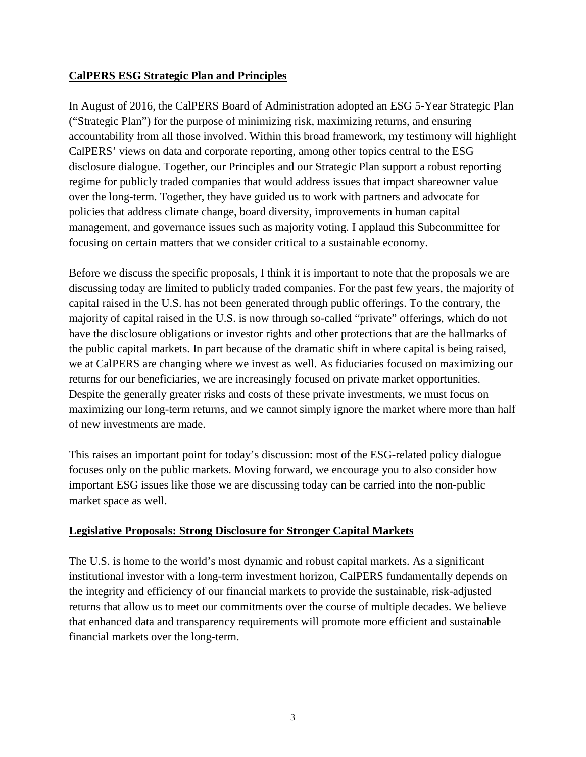## CalPERS ESG Strategic Plan and Principles

In August of 2016, the CalPERS Board of Administration adopted an ESG 5-Year Strategic Plan ("Strategic Plan") for the purpose of minimizing risk, maximizing returns, and ensuring accountability from all those involved. Within this broad framework, my testimony will highlight CalPERS' views on data and corporate reporting, among other topics central to the ESG disclosure dialogue. Together, our Principles and our Strategic Plan support a robust reporting regime for publicly traded companies that would address issues that impact shareowner value over the long-term. Together, they have guided us to work with partners and advocate for policies that address climate change, board diversity, improvements in human capital management, and governance issues such as majority voting. I applaud this Subcommittee for focusing on certain matters that we consider critical to a sustainable economy.

Before we discuss the specific proposals, I think it is important to note that the proposals we are discussing today are limited to publicly traded companies. For the past few years, the majority of capital raised in the U.S. has not been generated through public offerings. To the contrary, the majority of capital raised in the U.S. is now through so-called "private" offerings, which do not have the disclosure obligations or investor rights and other protections that are the hallmarks of the public capital markets. In part because of the dramatic shift in where capital is being raised, we at CalPERS are changing where we invest as well. As fiduciaries focused on maximizing our returns for our beneficiaries, we are increasingly focused on private market opportunities. Despite the generally greater risks and costs of these private investments, we must focus on maximizing our long-term returns, and we cannot simply ignore the market where more than half of new investments are made.

This raises an important point for today's discussion: most of the ESG-related policy dialogue focuses only on the public markets. Moving forward, we encourage you to also consider how important ESG issues like those we are discussing today can be carried into the non-public market space as well.

## Legislative Proposals: Strong Disclosure for Stronger Capital Markets

The U.S. is home to the world's most dynamic and robust capital markets. As a significant institutional investor with a long-term investment horizon, CalPERS fundamentally depends on the integrity and efficiency of our financial markets to provide the sustainable, risk-adjusted returns that allow us to meet our commitments over the course of multiple decades. We believe that enhanced data and transparency requirements will promote more efficient and sustainable financial markets over the long-term.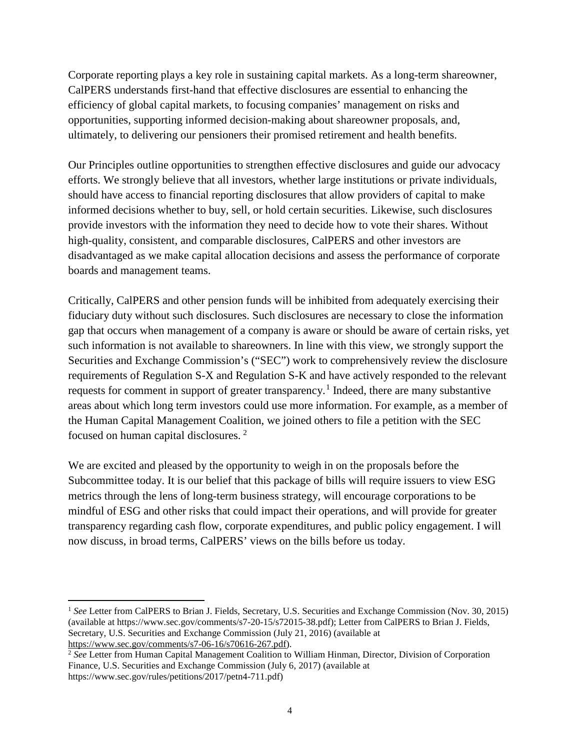Corporate reporting plays a key role in sustaining capital markets. As a long-term shareowner, CalPERS understands first-hand that effective disclosures are essential to enhancing the efficiency of global capital markets, to focusing companies' management on risks and opportunities, supporting informed decision-making about shareowner proposals, and, ultimately, to delivering our pensioners their promised retirement and health benefits.

Our Principles outline opportunities to strengthen effective disclosures and guide our advocacy efforts. We strongly believe that all investors, whether large institutions or private individuals, should have access to financial reporting disclosures that allow providers of capital to make informed decisions whether to buy, sell, or hold certain securities. Likewise, such disclosures provide investors with the information they need to decide how to vote their shares. Without high-quality, consistent, and comparable disclosures, CalPERS and other investors are disadvantaged as we make capital allocation decisions and assess the performance of corporate boards and management teams.

Critically, CalPERS and other pension funds will be inhibited from adequately exercising their fiduciary duty without such disclosures. Such disclosures are necessary to close the information gap that occurs when management of a company is aware or should be aware of certain risks, yet such information is not available to shareowners. In line with this view, we strongly support the Securities and Exchange Commission's ("SEC") work to comprehensively review the disclosure requirements of Regulation S-X and Regulation S-K and have actively responded to the relevant requests for comment in support of greater transparency.[1] Indeed, there are many substantive areas about which long term investors could use more information. For example, as a member of the Human Capital Management Coalition, we joined others to file a petition with the SEC focused on human capital disclosures.[2]

We are excited and pleased by the opportunity to weigh in on the proposals before the Subcommittee today. It is our belief that this package of bills will require issuers to view ESG metrics through the lens of long-term business strategy, will encourage corporations to be mindful of ESG and other risks that could impact their operations, and will provide for greater transparency regarding cash flow, corporate expenditures, and public policy engagement. I will now discuss, in broad terms, CalPERS' views on the bills before us today.

---

[1] *See* Letter from CalPERS to Brian J. Fields, Secretary, U.S. Securities and Exchange Commission (Nov. 30, 2015) (available at https://www.sec.gov/comments/s7-20-15/s72015-38.pdf); Letter from CalPERS to Brian J. Fields, Secretary, U.S. Securities and Exchange Commission (July 21, 2016) (available at https://www.sec.gov/comments/s7-06-16/s70616-267.pdf).

[2] *See* Letter from Human Capital Management Coalition to William Hinman, Director, Division of Corporation Finance, U.S. Securities and Exchange Commission (July 6, 2017) (available at https://www.sec.gov/rules/petitions/2017/petn4-711.pdf)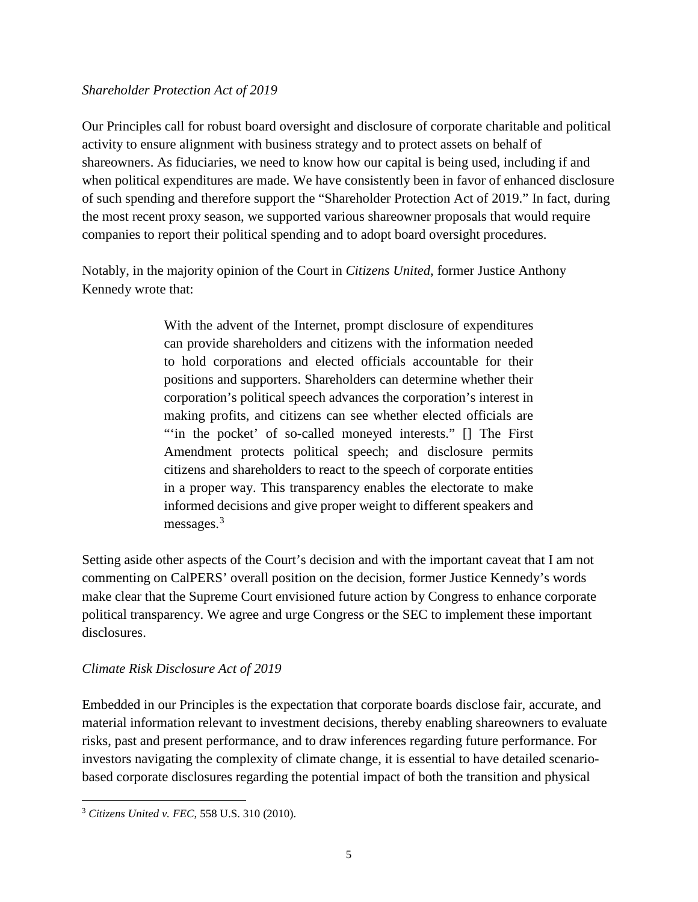*Shareholder Protection Act of 2019*

Our Principles call for robust board oversight and disclosure of corporate charitable and political activity to ensure alignment with business strategy and to protect assets on behalf of shareowners. As fiduciaries, we need to know how our capital is being used, including if and when political expenditures are made. We have consistently been in favor of enhanced disclosure of such spending and therefore support the "Shareholder Protection Act of 2019." In fact, during the most recent proxy season, we supported various shareowner proposals that would require companies to report their political spending and to adopt board oversight procedures.

Notably, in the majority opinion of the Court in *Citizens United*, former Justice Anthony Kennedy wrote that:

> With the advent of the Internet, prompt disclosure of expenditures can provide shareholders and citizens with the information needed to hold corporations and elected officials accountable for their positions and supporters. Shareholders can determine whether their corporation's political speech advances the corporation's interest in making profits, and citizens can see whether elected officials are "'in the pocket' of so-called moneyed interests." [] The First Amendment protects political speech; and disclosure permits citizens and shareholders to react to the speech of corporate entities in a proper way. This transparency enables the electorate to make informed decisions and give proper weight to different speakers and messages.[3]

Setting aside other aspects of the Court's decision and with the important caveat that I am not commenting on CalPERS' overall position on the decision, former Justice Kennedy's words make clear that the Supreme Court envisioned future action by Congress to enhance corporate political transparency. We agree and urge Congress or the SEC to implement these important disclosures.

*Climate Risk Disclosure Act of 2019*

Embedded in our Principles is the expectation that corporate boards disclose fair, accurate, and material information relevant to investment decisions, thereby enabling shareowners to evaluate risks, past and present performance, and to draw inferences regarding future performance. For investors navigating the complexity of climate change, it is essential to have detailed scenario-based corporate disclosures regarding the potential impact of both the transition and physical

---

[3] *Citizens United v. FEC*, 558 U.S. 310 (2010).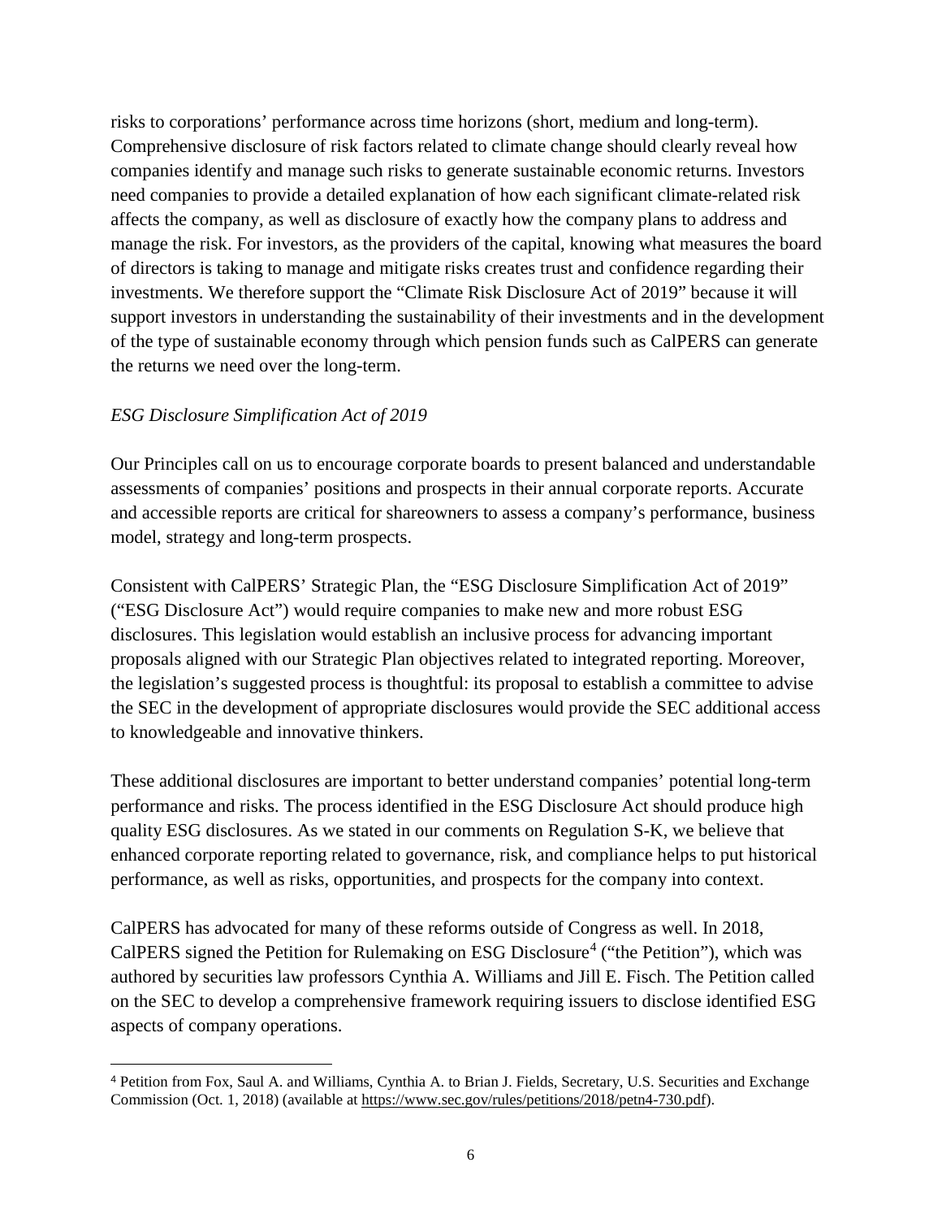risks to corporations' performance across time horizons (short, medium and long-term). Comprehensive disclosure of risk factors related to climate change should clearly reveal how companies identify and manage such risks to generate sustainable economic returns. Investors need companies to provide a detailed explanation of how each significant climate-related risk affects the company, as well as disclosure of exactly how the company plans to address and manage the risk. For investors, as the providers of the capital, knowing what measures the board of directors is taking to manage and mitigate risks creates trust and confidence regarding their investments. We therefore support the "Climate Risk Disclosure Act of 2019" because it will support investors in understanding the sustainability of their investments and in the development of the type of sustainable economy through which pension funds such as CalPERS can generate the returns we need over the long-term.

*ESG Disclosure Simplification Act of 2019*

Our Principles call on us to encourage corporate boards to present balanced and understandable assessments of companies' positions and prospects in their annual corporate reports. Accurate and accessible reports are critical for shareowners to assess a company's performance, business model, strategy and long-term prospects.

Consistent with CalPERS' Strategic Plan, the "ESG Disclosure Simplification Act of 2019" ("ESG Disclosure Act") would require companies to make new and more robust ESG disclosures. This legislation would establish an inclusive process for advancing important proposals aligned with our Strategic Plan objectives related to integrated reporting. Moreover, the legislation's suggested process is thoughtful: its proposal to establish a committee to advise the SEC in the development of appropriate disclosures would provide the SEC additional access to knowledgeable and innovative thinkers.

These additional disclosures are important to better understand companies' potential long-term performance and risks. The process identified in the ESG Disclosure Act should produce high quality ESG disclosures. As we stated in our comments on Regulation S-K, we believe that enhanced corporate reporting related to governance, risk, and compliance helps to put historical performance, as well as risks, opportunities, and prospects for the company into context.

CalPERS has advocated for many of these reforms outside of Congress as well. In 2018, CalPERS signed the Petition for Rulemaking on ESG Disclosure[4] ("the Petition"), which was authored by securities law professors Cynthia A. Williams and Jill E. Fisch. The Petition called on the SEC to develop a comprehensive framework requiring issuers to disclose identified ESG aspects of company operations.

---

[4] Petition from Fox, Saul A. and Williams, Cynthia A. to Brian J. Fields, Secretary, U.S. Securities and Exchange Commission (Oct. 1, 2018) (available at https://www.sec.gov/rules/petitions/2018/petn4-730.pdf).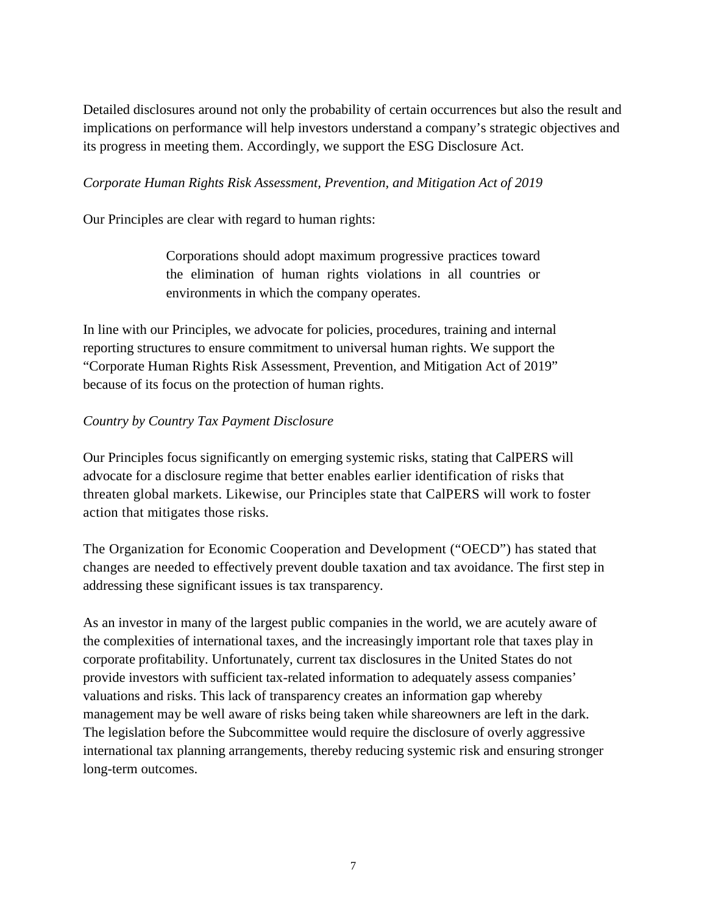Detailed disclosures around not only the probability of certain occurrences but also the result and implications on performance will help investors understand a company's strategic objectives and its progress in meeting them. Accordingly, we support the ESG Disclosure Act.

*Corporate Human Rights Risk Assessment, Prevention, and Mitigation Act of 2019*

Our Principles are clear with regard to human rights:

> Corporations should adopt maximum progressive practices toward the elimination of human rights violations in all countries or environments in which the company operates.

In line with our Principles, we advocate for policies, procedures, training and internal reporting structures to ensure commitment to universal human rights. We support the "Corporate Human Rights Risk Assessment, Prevention, and Mitigation Act of 2019" because of its focus on the protection of human rights.

*Country by Country Tax Payment Disclosure*

Our Principles focus significantly on emerging systemic risks, stating that CalPERS will advocate for a disclosure regime that better enables earlier identification of risks that threaten global markets. Likewise, our Principles state that CalPERS will work to foster action that mitigates those risks.

The Organization for Economic Cooperation and Development ("OECD") has stated that changes are needed to effectively prevent double taxation and tax avoidance. The first step in addressing these significant issues is tax transparency.

As an investor in many of the largest public companies in the world, we are acutely aware of the complexities of international taxes, and the increasingly important role that taxes play in corporate profitability. Unfortunately, current tax disclosures in the United States do not provide investors with sufficient tax-related information to adequately assess companies' valuations and risks. This lack of transparency creates an information gap whereby management may be well aware of risks being taken while shareowners are left in the dark. The legislation before the Subcommittee would require the disclosure of overly aggressive international tax planning arrangements, thereby reducing systemic risk and ensuring stronger long-term outcomes.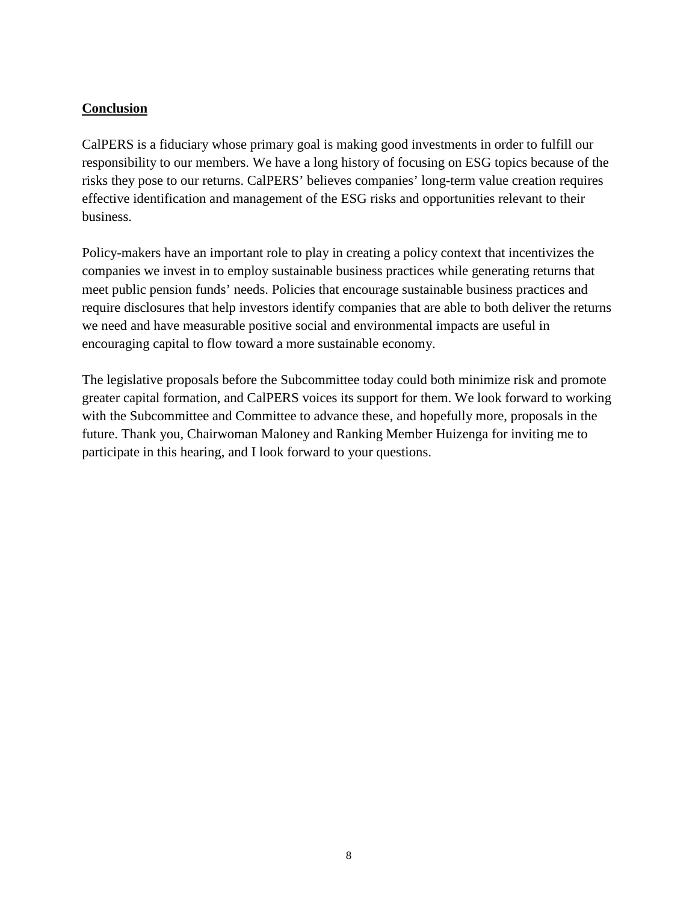## Conclusion

CalPERS is a fiduciary whose primary goal is making good investments in order to fulfill our responsibility to our members. We have a long history of focusing on ESG topics because of the risks they pose to our returns. CalPERS' believes companies' long-term value creation requires effective identification and management of the ESG risks and opportunities relevant to their business.

Policy-makers have an important role to play in creating a policy context that incentivizes the companies we invest in to employ sustainable business practices while generating returns that meet public pension funds' needs. Policies that encourage sustainable business practices and require disclosures that help investors identify companies that are able to both deliver the returns we need and have measurable positive social and environmental impacts are useful in encouraging capital to flow toward a more sustainable economy.

The legislative proposals before the Subcommittee today could both minimize risk and promote greater capital formation, and CalPERS voices its support for them. We look forward to working with the Subcommittee and Committee to advance these, and hopefully more, proposals in the future. Thank you, Chairwoman Maloney and Ranking Member Huizenga for inviting me to participate in this hearing, and I look forward to your questions.